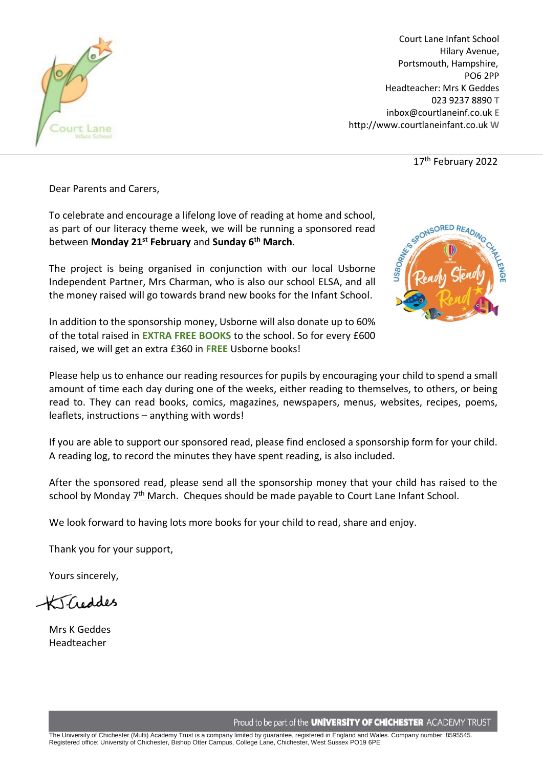Court Lane Infant School
Hilary Avenue,
Portsmouth, Hampshire,
PO6 2PP
Headteacher: Mrs K Geddes
023 9237 8890 **T**
inbox@courtlaneinf.co.uk **E**
http://www.courtlaneinfant.co.uk **W**

17th February 2022

Dear Parents and Carers,

To celebrate and encourage a lifelong love of reading at home and school, as part of our literacy theme week, we will be running a sponsored read between **Monday 21st February** and **Sunday 6th March**.

The project is being organised in conjunction with our local Usborne Independent Partner, Mrs Charman, who is also our school ELSA, and all the money raised will go towards brand new books for the Infant School.

In addition to the sponsorship money, Usborne will also donate up to 60% of the total raised in **EXTRA FREE BOOKS** to the school. So for every £600 raised, we will get an extra £360 in **FREE** Usborne books!

Please help us to enhance our reading resources for pupils by encouraging your child to spend a small amount of time each day during one of the weeks, either reading to themselves, to others, or being read to. They can read books, comics, magazines, newspapers, menus, websites, recipes, poems, leaflets, instructions – anything with words!

If you are able to support our sponsored read, please find enclosed a sponsorship form for your child. A reading log, to record the minutes they have spent reading, is also included.

After the sponsored read, please send all the sponsorship money that your child has raised to the school by Monday 7th March. Cheques should be made payable to Court Lane Infant School.

We look forward to having lots more books for your child to read, share and enjoy.

Thank you for your support,

Yours sincerely,

KJ Geddes

Mrs K Geddes
Headteacher

Proud to be part of the **UNIVERSITY OF CHICHESTER** ACADEMY TRUST

The University of Chichester (Multi) Academy Trust is a company limited by guarantee, registered in England and Wales. Company number: 8595545.
Registered office: University of Chichester, Bishop Otter Campus, College Lane, Chichester, West Sussex PO19 6PE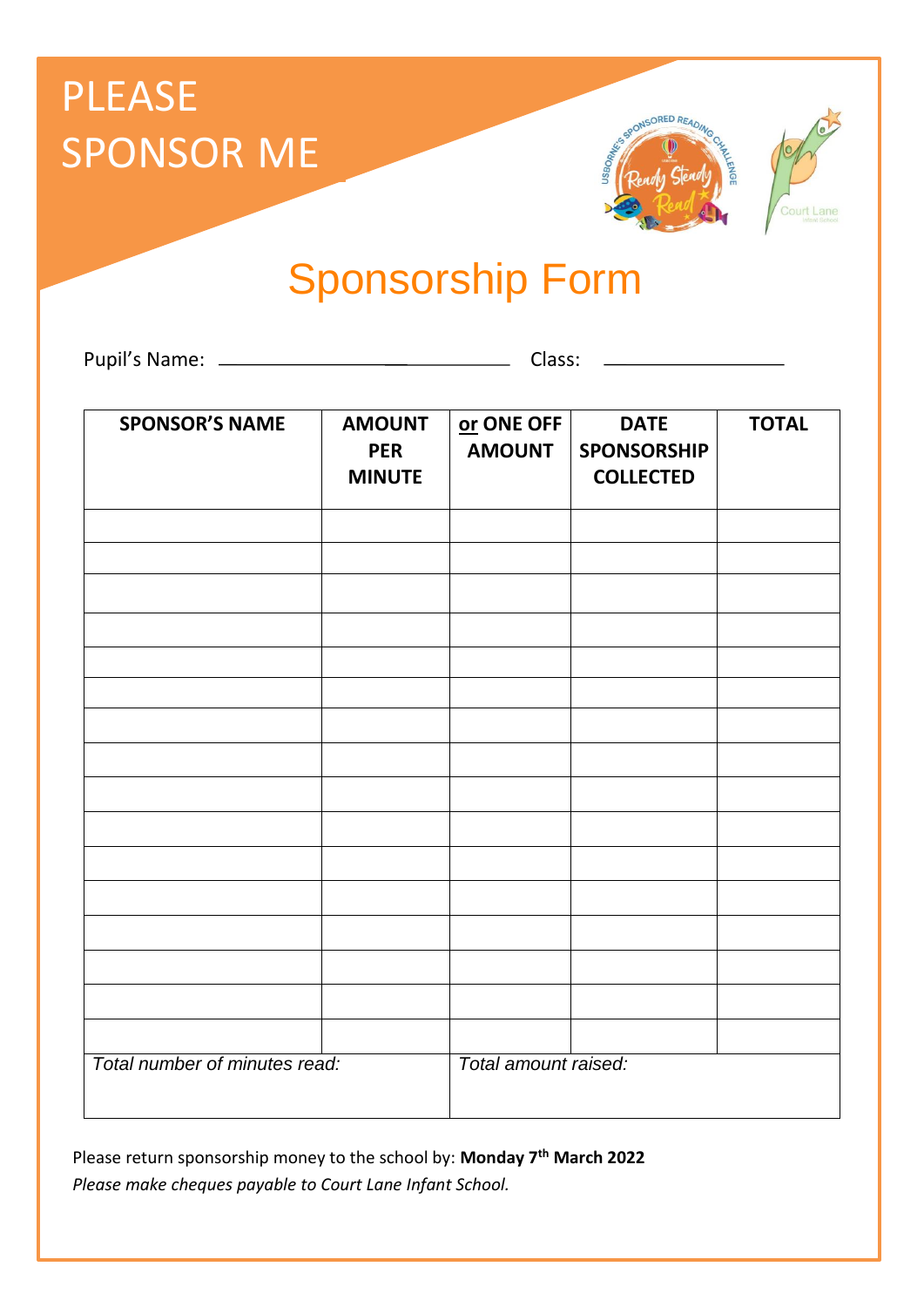# PLEASE SPONSOR ME

## Sponsorship Form

Pupil's Name: ______________________________ Class: ____________________

| SPONSOR'S NAME | AMOUNT PER MINUTE | **or** ONE OFF AMOUNT | DATE SPONSORSHIP COLLECTED | TOTAL |
|---|---|---|---|---|
| | | | | |
| | | | | |
| | | | | |
| | | | | |
| | | | | |
| | | | | |
| | | | | |
| | | | | |
| | | | | |
| | | | | |
| | | | | |
| | | | | |
| | | | | |
| | | | | |
| | | | | |
| | | | | |
| *Total number of minutes read:* | | *Total amount raised:* | | |

Please return sponsorship money to the school by: **Monday 7th March 2022**

*Please make cheques payable to Court Lane Infant School.*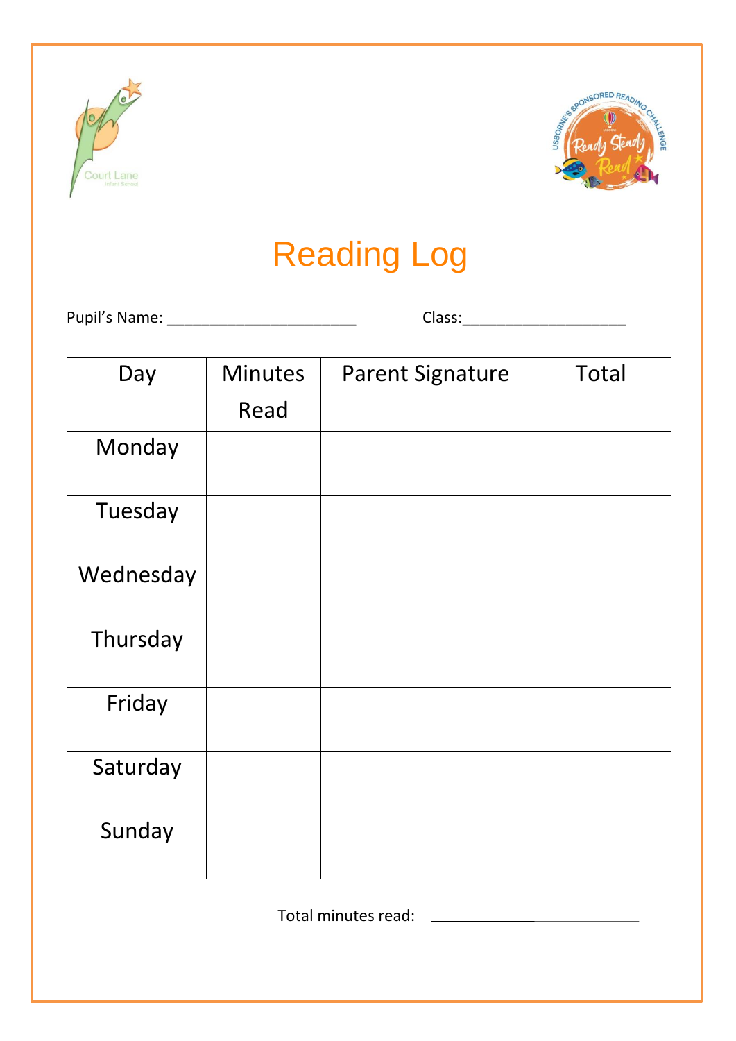# Reading Log

Pupil's Name: ______________________ Class:___________________

| Day | Minutes Read | Parent Signature | Total |
|---|---|---|---|
| Monday | | | |
| Tuesday | | | |
| Wednesday | | | |
| Thursday | | | |
| Friday | | | |
| Saturday | | | |
| Sunday | | | |

Total minutes read: ________________________